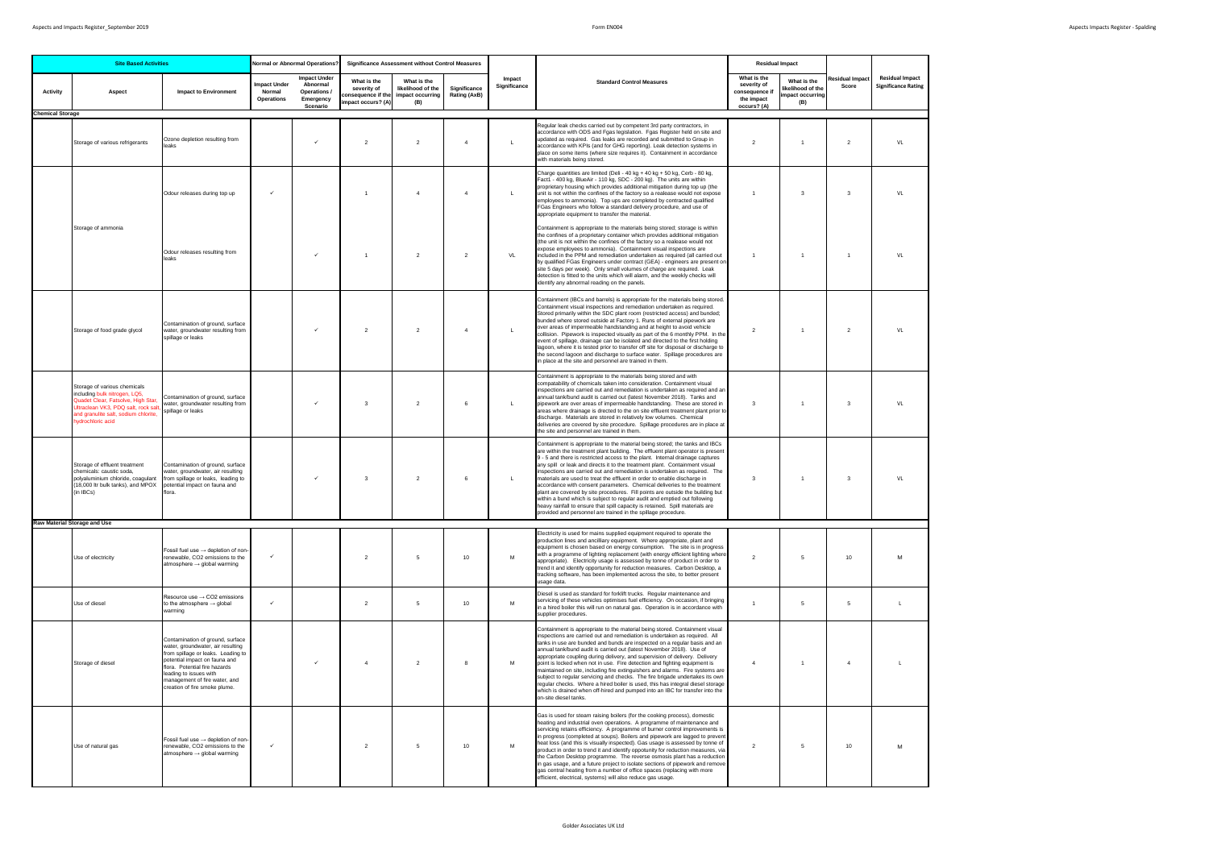| Site Based Activities | | | Normal or Abnormal Operations? | | Significance Assessment without Control Measures | | | Impact Significance | Standard Control Measures | Residual Impact | | | |
|---|---|---|---|---|---|---|---|---|---|---|---|---|---|
| Activity | Aspect | Impact to Environment | Impact Under Normal Operations | Impact Under Abnormal Operations / Emergency Scenario | What is the severity of consequence if the impact occurs? (A) | What is the likelihood of the impact occurring (B) | Significance Rating (AxB) | | | What is the severity of consequence if the impact occurs? (A) | What is the likelihood of the impact occurring (B) | Residual Impact Score | Residual Impact Significance Rating |
| **Chemical Storage** | | | | | | | | | | | | | |
| | Storage of various refrigerants | Ozone depletion resulting from leaks | | ✓ | 2 | 2 | 4 | L | Regular leak checks carried out by competent 3rd party contractors, in accordance with ODS and Fgas legislation. Fgas Register held on site and updated as required. Gas leaks are recorded and submitted to Group in accordance with KPIs (and for GHG reporting). Leak detection systems in place on some items (where size requires it). Containment in accordance with materials being stored. | 2 | 1 | 2 | VL |
| | Storage of ammonia | Odour releases during top up | ✓ | | 1 | 4 | 4 | L | Charge quantities are limited (Deli - 40 kg + 40 kg + 50 kg, Cerb - 80 kg, Fact1 - 400 kg, BlueAir - 110 kg, SDC - 200 kg). The units are within proprietary housing which provides additional mitigation during top up (the unit is not within the confines of the factory so a realease would not expose employees to ammonia). Top ups are completed by contracted qualified FGas Engineers who follow a standard delivery procedure, and use of appropriate equipment to transfer the material. | 1 | 3 | 3 | VL |
| | | Odour releases resulting from leaks | | ✓ | 1 | 2 | 2 | VL | Containment is appropriate to the materials being stored; storage is within the confines of a proprietary container which provides additional mitigation (the unit is not within the confines of the factory so a realease would not expose employees to ammonia). Containment visual inspections are included in the PPM and remediation undertaken as required (all carried out by qualified FGas Engineers under contract (GEA) - engineers are present on site 5 days per week). Only small volumes of charge are required. Leak detection is fitted to the units which will alarm, and the weekly checks will identify any abnormal reading on the panels. | 1 | 1 | 1 | VL |
| | Storage of food grade glycol | Contamination of ground, surface water, groundwater resulting from spillage or leaks | | ✓ | 2 | 2 | 4 | L | Containment (IBCs and barrels) is appropriate for the materials being stored. Containment visual inspections and remediation undertaken as required. Stored primarily within the SDC plant room (restricted access) and bunded; bunded where stored outside at Factory 1. Runs of external pipework are over areas of impermeable handstanding and at height to avoid vehicle collision. Pipework is inspected visually as part of the 6 monthly PPM. In the event of spillage, drainage can be isolated and directed to the first holding lagoon, where it is tested prior to transfer off site for disposal or discharge to the second lagoon and discharge to surface water. Spillage procedures are in place at the site and personnel are trained in them. | 2 | 1 | 2 | VL |
| | Storage of various chemicals including bulk nitrogen, LQ5, Quadet Clear, Fatsolve, High Star, Ultraclean VK3, PDQ salt, rock salt, and granulite salt, sodium chlorite, hydrochloric acid | Contamination of ground, surface water, groundwater resulting from spillage or leaks | | ✓ | 3 | 2 | 6 | L | Containment is appropriate to the materials being stored and with compatability of chemicals taken into consideration. Containment visual inspections are carried out and remediation is undertaken as required and an annual tank/bund audit is carried out (latest November 2018). Tanks and pipework are over areas of impermeable handstanding. These are stored in areas where drainage is directed to the on site effluent treatment plant prior to discharge. Materials are stored in relatively low volumes. Chemical deliveries are covered by site procedure. Spillage procedures are in place at the site and personnel are trained in them. | 3 | 1 | 3 | VL |
| | Storage of effluent treatment chemicals: caustic soda, polyaluminium chloride, coagulant (18,000 ltr bulk tanks), and MPOX (in IBCs) | Contamination of ground, surface water, groundwater, air resulting from spillage or leaks, leading to potential impact on fauna and flora. | | ✓ | 3 | 2 | 6 | L | Containment is appropriate to the material being stored; the tanks and IBCs are within the treatment plant building. The effluent plant operator is present 9 - 5 and there is restricted access to the plant. Internal drainage captures any spill or leak and directs it to the treatment plant. Containment visual inspections are carried out and remediation is undertaken as required. The materials are used to treat the effluent in order to enable discharge in accordance with consent parameters. Chemical deliveries to the treatment plant are covered by site procedures. Fill points are outside the building but within a bund which is subject to regular audit and emptied out following heavy rainfall to ensure that spill capacity is retained. Spill materials are provided and personnel are trained in the spillage procedure. | 3 | 1 | 3 | VL |
| **Raw Material Storage and Use** | | | | | | | | | | | | | |
| | Use of electricity | Fossil fuel use → depletion of non-renewable, CO2 emissions to the atmosphere → global warming | ✓ | | 2 | 5 | 10 | M | Electricity is used for mains supplied equipment required to operate the production lines and ancilliary equipment. Where appropriate, plant and equipment is chosen based on energy consumption. The site is in progress with a programme of lighting replacement (with energy efficient lighting where appropriate). Electricity usage is assessed by tonne of product in order to trend it and identify opportunity for reduction measures. Carbon Desktop, a tracking software, has been implemented across the site, to better present usage data. | 2 | 5 | 10 | M |
| | Use of diesel | Resource use → CO2 emissions to the atmosphere → global warming | ✓ | | 2 | 5 | 10 | M | Diesel is used as standard for forklift trucks. Regular maintenance and servicing of these vehicles optimises fuel efficiency. On occasion, if bringing in a hired boiler this will run on natural gas. Operation is in accordance with supplier procedures. | 1 | 5 | 5 | L |
| | Storage of diesel | Contamination of ground, surface water, groundwater, air resulting from spillage or leaks. Leading to potential impact on fauna and flora. Potential fire hazards leading to issues with management of fire water, and creation of fire smoke plume. | | ✓ | 4 | 2 | 8 | M | Containment is appropriate to the material being stored. Containment visual inspections are carried out and remediation is undertaken as required. All tanks in use are bunded and bunds are inspected on a regular basis and an annual tank/bund audit is carried out (latest November 2018). Use of appropriate coupling during delivery, and supervision of delivery. Delivery point is locked when not in use. Fire detection and fighting equipment is maintained on site, including fire extinguishers and alarms. Fire systems are subject to regular servicing and checks. The fire brigade undertakes its own regular checks. Where a hired boiler is used, this has integral diesel storage which is drained when off-hired and pumped into an IBC for transfer into the on-site diesel tanks. | 4 | 1 | 4 | L |
| | Use of natural gas | Fossil fuel use → depletion of non-renewable, CO2 emissions to the atmosphere → global warming | ✓ | | 2 | 5 | 10 | M | Gas is used for steam raising boilers (for the cooking process), domestic heating and industrial oven operations. A programme of maintenance and servicing retains efficiency. A programme of burner control improvements is in progress (completed at soups). Boilers and pipework are lagged to prevent heat loss (and this is visually inspected). Gas usage is assessed by tonne of product in order to trend it and identify oppotunity for reduction measures, via the Carbon Desktop programme. The reverse osmosis plant has a reduction in gas usage, and a future project to isolate sections of pipework and remove gas central heating from a number of office spaces (replacing with more efficient, electrical, systems) will also reduce gas usage. | 2 | 5 | 10 | M |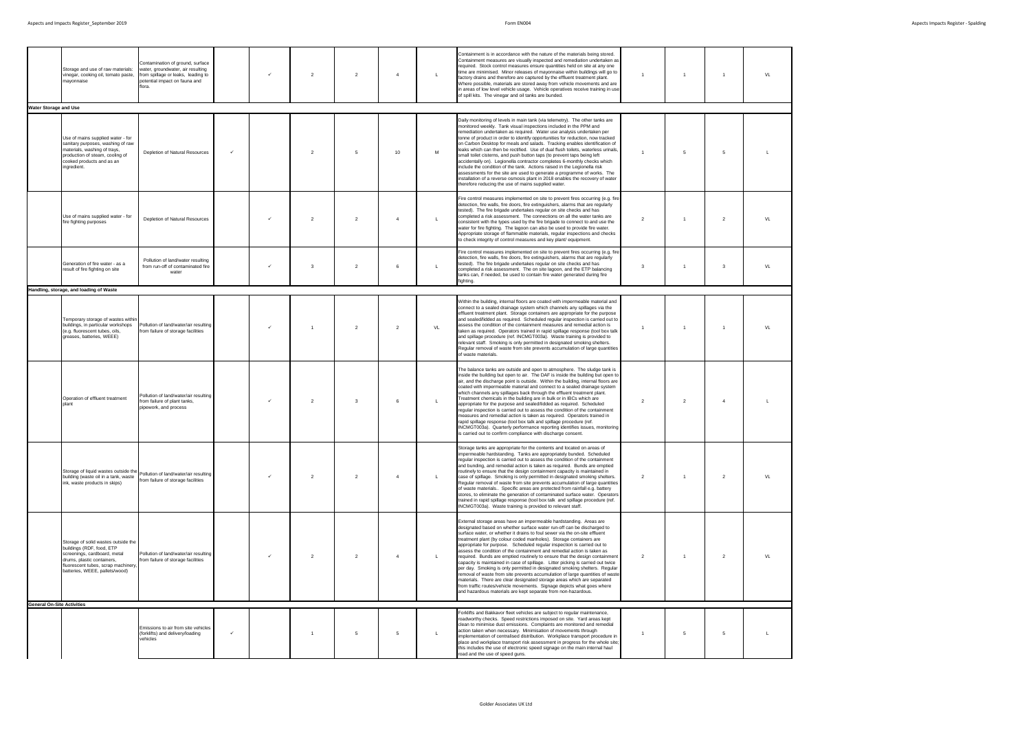| | | | | | | | | | | | | | |
|---|---|---|---|---|---|---|---|---|---|---|---|---|---|
| | Storage and use of raw materials: vinegar, cooking oil, tomato paste, mayonnaise | Contamination of ground, surface water, groundwater, air resulting from spillage or leaks, leading to potential impact on fauna and flora. | | ✓ | 2 | 2 | 4 | L | Containment is in accordance with the nature of the materials being stored. Containment measures are visually inspected and remediation undertaken as required. Stock control measures ensure quantities held on site at any one time are minimised. Minor releases of mayonnaise within buildings will go to factory drains and therefore are captured by the effluent treatment plant. Where possible, materials are stored away from vehicle movements and are in areas of low level vehicle usage. Vehicle operatives receive training in use of spill kits. The vinegar and oil tanks are bunded. | 1 | 1 | 1 | VL |
| **Water Storage and Use** | | | | | | | | | | | | | |
| | Use of mains supplied water - for sanitary purposes, washing of raw materials, washing of trays, production of steam, cooling of cooked products and as an ingredient. | Depletion of Natural Resources | ✓ | | 2 | 5 | 10 | M | Daily monitoring of levels in main tank (via telemetry). The other tanks are monitored weekly. Tank visual inspections included in the PPM and remediation undertaken as required. Water use analysis undertaken per tonne of product in order to identify opportunities for reduction, now tracked on Carbon Desktop for meals and salads. Tracking enables identification of leaks which can then be rectified. Use of dual flush toilets, waterless urinals, small toilet cisterns, and push button taps (to prevent taps being left accidentally on). Legionella contractor completes 6-monthly checks which include the condition of the tank. Actions raised in the Legionella risk assessments for the site are used to generate a programme of works. The installation of a reverse osmosis plant in 2018 enables the recovery of water therefore reducing the use of mains supplied water. | 1 | 5 | 5 | L |
| | Use of mains supplied water - for fire fighting purposes | Depletion of Natural Resources | | ✓ | 2 | 2 | 4 | L | Fire control measures implemented on site to prevent fires occurring (e.g. fire detection, fire walls, fire doors, fire extinguishers, alarms that are regularly tested). The fire brigade undertakes regular on site checks and has completed a risk assessment. The connections on all the water tanks are consistent with the types used by the fire brigade to connect to and use the water for fire fighting. The lagoon can also be used to provide fire water. Appropriate storage of flammable materials, regular inspections and checks to check integrity of control measures and key plant/ equipment. | 2 | 1 | 2 | VL |
| | Generation of fire water - as a result of fire fighting on site | Pollution of land/water resulting from run-off of contaminated fire water | | ✓ | 3 | 2 | 6 | L | Fire control measures implemented on site to prevent fires occurring (e.g. fire detection, fire walls, fire doors, fire extinguishers, alarms that are regularly tested). The fire brigade undertakes regular on site checks and has completed a risk assessment. The on site lagoon, and the ETP balancing tanks can, if needed, be used to contain fire water generated during fire fighting. | 3 | 1 | 3 | VL |
| **Handling, storage, and loading of Waste** | | | | | | | | | | | | | |
| | Temporary storage of wastes within buildings, in particular workshops (e.g. fluorescent tubes, oils, greases, batteries, WEEE) | Pollution of land/water/air resulting from failure of storage facilities | | ✓ | 1 | 2 | 2 | VL | Within the building, internal floors are coated with impermeable material and connect to a sealed drainage system which channels any spillages via the effluent treatment plant. Storage containers are appropriate for the purpose and sealed/lidded as required. Scheduled regular inspection is carried out to assess the condition of the containment measures and remedial action is taken as required. Operators trained in rapid spillage response (tool box talk and spillage procedure (ref. INCMGT003a). Waste training is provided to relevant staff. Smoking is only permitted in designated smoking shelters. Regular removal of waste from site prevents accumulation of large quantities of waste materials. | 1 | 1 | 1 | VL |
| | Operation of effluent treatment plant | Pollution of land/water/air resulting from failure of plant tanks, pipework, and process | | ✓ | 2 | 3 | 6 | L | The balance tanks are outside and open to atmosphere. The sludge tank is inside the building but open to air. The DAF is inside the building but open to air, and the discharge point is outside. Within the building, internal floors are coated with impermeable material and connect to a sealed drainage system which channels any spillages back through the effluent treatment plant. Treatment chemicals in the building are in bulk or in IBCs which are appropriate for the purpose and sealed/lidded as required. Scheduled regular inspection is carried out to assess the condition of the containment measures and remedial action is taken as required. Operators trained in rapid spillage response (tool box talk and spillage procedure (ref. INCMGT003a). Quarterly performance reporting identifies issues, monitoring is carried out to confirm compliance with discharge consent. | 2 | 2 | 4 | L |
| | Storage of liquid wastes outside the building (waste oil in a tank, waste ink, waste products in skips) | Pollution of land/water/air resulting from failure of storage facilities | | ✓ | 2 | 2 | 4 | L | Storage tanks are appropriate for the contents and located on areas of impermeable hardstanding. Tanks are appropriately bunded. Scheduled regular inspection is carried out to assess the condition of the containment and bunding, and remedial action is taken as required. Bunds are emptied routinely to ensure that the design containment capacity is maintained in case of spillage. Smoking is only permitted in designated smoking shelters. Regular removal of waste from site prevents accumulation of large quantities of waste materials.. Specific areas are protected from rainfall e.g. battery stores, to eliminate the generation of contaminated surface water. Operators trained in rapid spillage response (tool box talk and spillage procedure (ref. INCMGT003a). Waste training is provided to relevant staff. | 2 | 1 | 2 | VL |
| | Storage of solid wastes outside the buildings (RDF, food, ETP screenings, cardboard, metal drums, plastic containers, fluorescent tubes, scrap machinery, batteries, WEEE, pallets/wood) | Pollution of land/water/air resulting from failure of storage facilities | | ✓ | 2 | 2 | 4 | L | External storage areas have an impermeable hardstanding. Areas are designated based on whether surface water run-off can be discharged to surface water, or whether it drains to foul sewer via the on-site effluent treatment plant (by colour coded manholes). Storage containers are appropriate for purpose. Scheduled regular inspection is carried out to assess the condition of the containment and remedial action is taken as required. Bunds are emptied routinely to ensure that the design containment capacity is maintained in case of spillage. Litter picking is carried out twice per day. Smoking is only permitted in designated smoking shelters. Regular removal of waste from site prevents accumulation of large quantities of waste materials. There are clear designated storage areas which are separated from traffic routes/vehicle movements. Signage depicts what goes where and hazardous materials are kept separate from non-hazardous. | 2 | 1 | 2 | VL |
| **General On-Site Activities** | | | | | | | | | | | | | |
| | | Emissions to air from site vehicles (forklifts) and delivery/loading vehicles | ✓ | | 1 | 5 | 5 | L | Forklifts and Bakkavor fleet vehicles are subject to regular maintenance, roadworthy checks. Speed restrictions imposed on site. Yard areas kept clean to minimise dust emissions. Complaints are monitored and remedial action taken when necessary. Minimisation of movements through implementation of centralised distribution. Workplace transport procedure in place and workplace transport risk assessment in progress for the whole site; this includes the use of electronic speed signage on the main internal haul road and the use of speed guns. | 1 | 5 | 5 | L |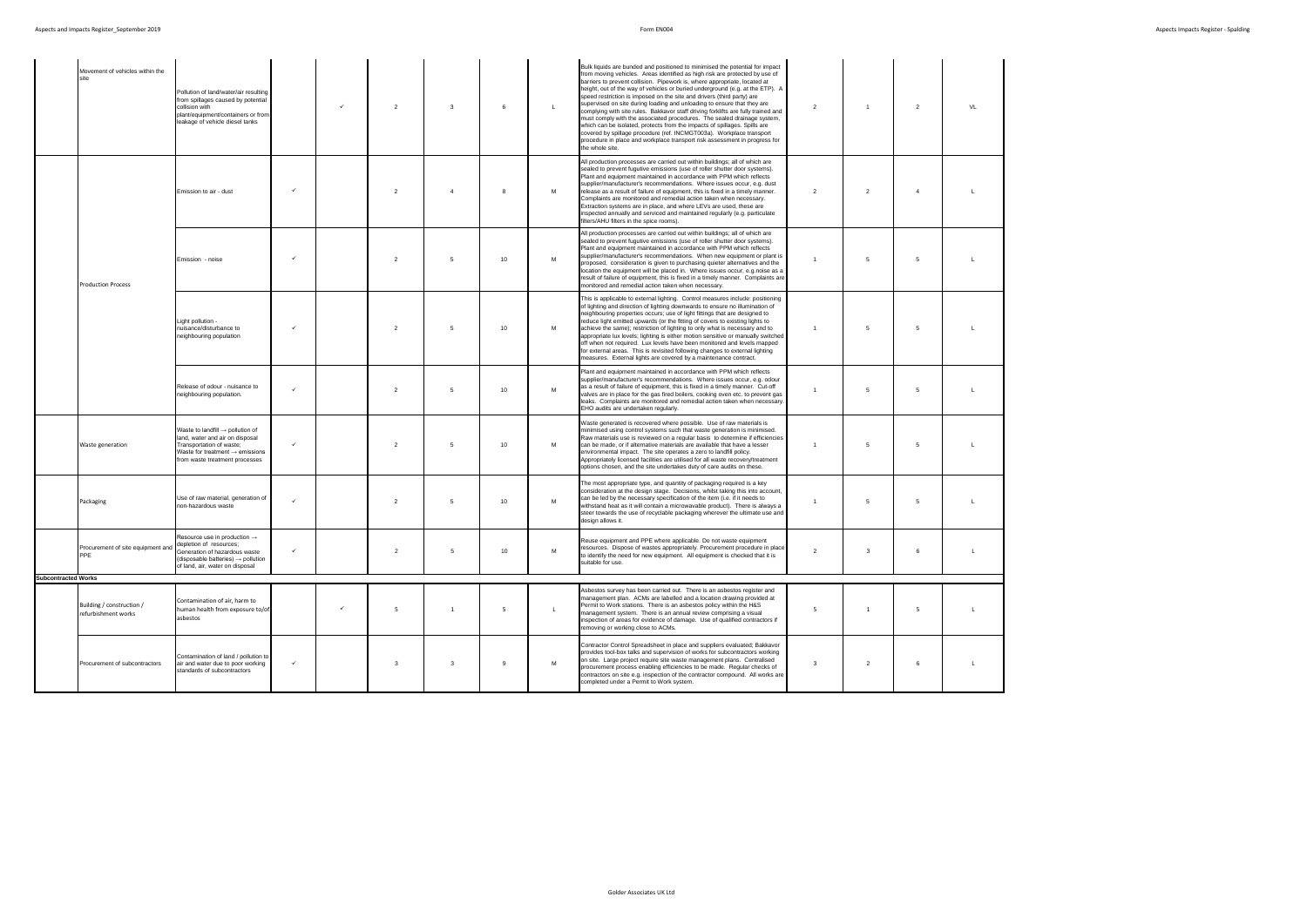| | | | | | | | | | | | | | | |
|---|---|---|---|---|---|---|---|---|---|---|---|---|---|---|
| | Movement of vehicles within the site | Pollution of land/water/air resulting from spillages caused by potential collision with plant/equipment/containers or from leakage of vehicle diesel tanks | | ✓ | 2 | 3 | 6 | L | Bulk liquids are bunded and positioned to minimised the potential for impact from moving vehicles. Areas identified as high risk are protected by use of barriers to prevent collision. Pipework is, where appropriate, located at height, out of the way of vehicles or buried underground (e.g. at the ETP). A speed restriction is imposed on the site and drivers (third party) are supervised on site during loading and unloading to ensure that they are complying with site rules. Bakkavor staff driving forklifts are fully trained and must comply with the associated procedures. The sealed drainage system, which can be isolated, protects from the impacts of spillages. Spills are covered by spillage procedure (ref. INCMGT003a). Workplace transport procedure in place and workplace transport risk assessment in progress for the whole site. | 2 | 1 | 2 | VL |
| | Production Process | Emission to air - dust | ✓ | | 2 | 4 | 8 | M | All production processes are carried out within buildings; all of which are sealed to prevent fugitive emissions (use of roller shutter door systems). Plant and equipment maintained in accordance with PPM which reflects supplier/manufacturer's recommendations. Where issues occur, e.g. dust release as a result of failure of equipment, this is fixed in a timely manner. Complaints are monitored and remedial action taken when necessary. Extraction systems are in place, and where LEVs are used, these are inspected annually and serviced and maintained regularly (e.g. particulate filters/AHU filters in the spice rooms). | 2 | 2 | 4 | L |
| | | Emission - noise | ✓ | | 2 | 5 | 10 | M | All production processes are carried out within buildings; all of which are sealed to prevent fugutive emissions (use of roller shutter door systems). Plant and equipment maintained in accordance with PPM which reflects supplier/manufacturer's recommendations. When new equipment or plant is proposed, consideration is given to purchasing quieter alternatives and the location the equipment will be placed in. Where issues occur, e.g.noise as a result of failure of equipment, this is fixed in a timely manner. Complaints are monitored and remedial action taken when necessary. | 1 | 5 | 5 | L |
| | | Light pollution - nuisance/disturbance to neighbouring population | ✓ | | 2 | 5 | 10 | M | This is applicable to external lighting. Control measures include: positioning of lighting and direction of lighting downwards to ensure no illumination of neighbouring properties occurs; use of light fittings that are designed to reduce light emitted upwards (or the fitting of covers to existing lights to achieve the same); restriction of lighting to only what is necessary and to appropriate lux levels; lighting is either motion sensitive or manually switched off when not required. Lux levels have been monitored and levels mapped for external areas. This is revisited following changes to external lighting measures. External lights are covered by a maintenance contract. | 1 | 5 | 5 | L |
| | | Release of odour - nuisance to neighbouring population. | ✓ | | 2 | 5 | 10 | M | Plant and equipment maintained in accordance with PPM which reflects supplier/manufacturer's recommendations. Where issues occur, e.g. odour as a result of failure of equipment, this is fixed in a timely manner. Cut-off valves are in place for the gas fired boilers, cooking oven etc. to prevent gas leaks. Complaints are monitored and remedial action taken when necessary. EHO audits are undertaken regularly. | 1 | 5 | 5 | L |
| | Waste generation | Waste to landfill → pollution of land, water and air on disposal Transportation of waste; Waste for treatment → emissions from waste treatment processes | ✓ | | 2 | 5 | 10 | M | Waste generated is recovered where possible. Use of raw materials is minimised using control systems such that waste generation is minimised. Raw materials use is reviewed on a regular basis to determine if efficiencies can be made, or if alternative materials are available that have a lesser environmental impact. The site operates a zero to landfill policy. Appropriately licensed facilities are utilised for all waste recovery/treatment options chosen, and the site undertakes duty of care audits on these. | 1 | 5 | 5 | L |
| | Packaging | Use of raw material, generation of non-hazardous waste | ✓ | | 2 | 5 | 10 | M | The most appropriate type, and quantity of packaging required is a key consideration at the design stage. Decisions, whilst taking this into account, can be led by the necessary specification of the item (i.e. if it needs to withstand heat as it will contain a microwavable product). There is always a steer towards the use of recyclable packaging wherever the ultimate use and design allows it. | 1 | 5 | 5 | L |
| | Procurement of site equipment and PPE | Resource use in production → depletion of resources; Generation of hazardous waste (disposable batteries) → pollution of land, air, water on disposal | ✓ | | 2 | 5 | 10 | M | Reuse equipment and PPE where applicable. Do not waste equipment resources. Dispose of wastes appropriately. Procurement procedure in place to identify the need for new equipment. All equipment is checked that it is suitable for use. | 2 | 3 | 6 | L |
| **Subcontracted Works** | | | | | | | | | | | | | |
| | Building / construction / refurbishment works | Contamination of air, harm to human health from exposure to/of asbestos | | ✓ | 5 | 1 | 5 | L | Asbestos survey has been carried out. There is an asbestos register and management plan. ACMs are labelled and a location drawing provided at Permit to Work stations. There is an asbestos policy within the H&S management system. There is an annual review comprising a visual inspection of areas for evidence of damage. Use of qualified contractors if removing or working close to ACMs. | 5 | 1 | 5 | L |
| | Procurement of subcontractors | Contamination of land / pollution to air and water due to poor working standards of subcontractors | ✓ | | 3 | 3 | 9 | M | Contractor Control Spreadsheet in place and suppliers evaluated; Bakkavor provides tool-box talks and supervision of works for subcontractors working on site. Large project require site waste management plans. Centralised procurement process enabling efficiencies to be made. Regular checks of contractors on site e.g. inspection of the contractor compound. All works are completed under a Permit to Work system. | 3 | 2 | 6 | L |